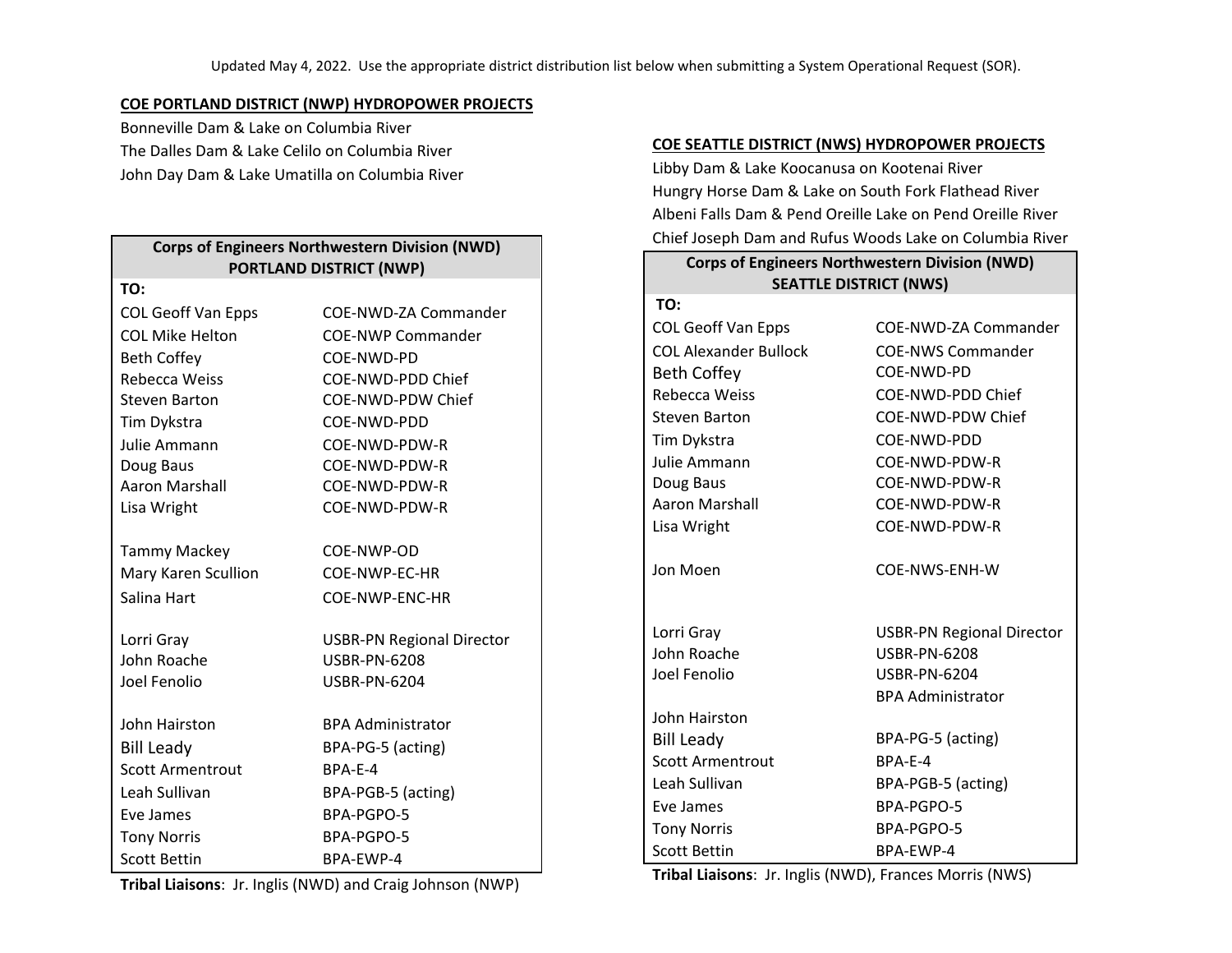Updated May 4, 2022. Use the appropriate district distribution list below when submitting a System Operational Request (SOR).

## COE PORTLAND DISTRICT (NWP) HYDROPOWER PROJECTS

Bonneville Dam & Lake on Columbia River
The Dalles Dam & Lake Celilo on Columbia River
John Day Dam & Lake Umatilla on Columbia River

| Corps of Engineers Northwestern Division (NWD) PORTLAND DISTRICT (NWP) | |
|---|---|
| **TO:** | |
| COL Geoff Van Epps | COE-NWD-ZA Commander |
| COL Mike Helton | COE-NWP Commander |
| Beth Coffey | COE-NWD-PD |
| Rebecca Weiss | COE-NWD-PDD Chief |
| Steven Barton | COE-NWD-PDW Chief |
| Tim Dykstra | COE-NWD-PDD |
| Julie Ammann | COE-NWD-PDW-R |
| Doug Baus | COE-NWD-PDW-R |
| Aaron Marshall | COE-NWD-PDW-R |
| Lisa Wright | COE-NWD-PDW-R |
| | |
| Tammy Mackey | COE-NWP-OD |
| Mary Karen Scullion | COE-NWP-EC-HR |
| Salina Hart | COE-NWP-ENC-HR |
| | |
| Lorri Gray | USBR-PN Regional Director |
| John Roache | USBR-PN-6208 |
| Joel Fenolio | USBR-PN-6204 |
| | |
| John Hairston | BPA Administrator |
| Bill Leady | BPA-PG-5 (acting) |
| Scott Armentrout | BPA-E-4 |
| Leah Sullivan | BPA-PGB-5 (acting) |
| Eve James | BPA-PGPO-5 |
| Tony Norris | BPA-PGPO-5 |
| Scott Bettin | BPA-EWP-4 |

**Tribal Liaisons**: Jr. Inglis (NWD) and Craig Johnson (NWP)

## COE SEATTLE DISTRICT (NWS) HYDROPOWER PROJECTS

Libby Dam & Lake Koocanusa on Kootenai River
Hungry Horse Dam & Lake on South Fork Flathead River
Albeni Falls Dam & Pend Oreille Lake on Pend Oreille River
Chief Joseph Dam and Rufus Woods Lake on Columbia River

| Corps of Engineers Northwestern Division (NWD) SEATTLE DISTRICT (NWS) | |
|---|---|
| **TO:** | |
| COL Geoff Van Epps | COE-NWD-ZA Commander |
| COL Alexander Bullock | COE-NWS Commander |
| Beth Coffey | COE-NWD-PD |
| Rebecca Weiss | COE-NWD-PDD Chief |
| Steven Barton | COE-NWD-PDW Chief |
| Tim Dykstra | COE-NWD-PDD |
| Julie Ammann | COE-NWD-PDW-R |
| Doug Baus | COE-NWD-PDW-R |
| Aaron Marshall | COE-NWD-PDW-R |
| Lisa Wright | COE-NWD-PDW-R |
| | |
| Jon Moen | COE-NWS-ENH-W |
| | |
| Lorri Gray | USBR-PN Regional Director |
| John Roache | USBR-PN-6208 |
| Joel Fenolio | USBR-PN-6204 |
| | BPA Administrator |
| John Hairston | |
| Bill Leady | BPA-PG-5 (acting) |
| Scott Armentrout | BPA-E-4 |
| Leah Sullivan | BPA-PGB-5 (acting) |
| Eve James | BPA-PGPO-5 |
| Tony Norris | BPA-PGPO-5 |
| Scott Bettin | BPA-EWP-4 |

**Tribal Liaisons**: Jr. Inglis (NWD), Frances Morris (NWS)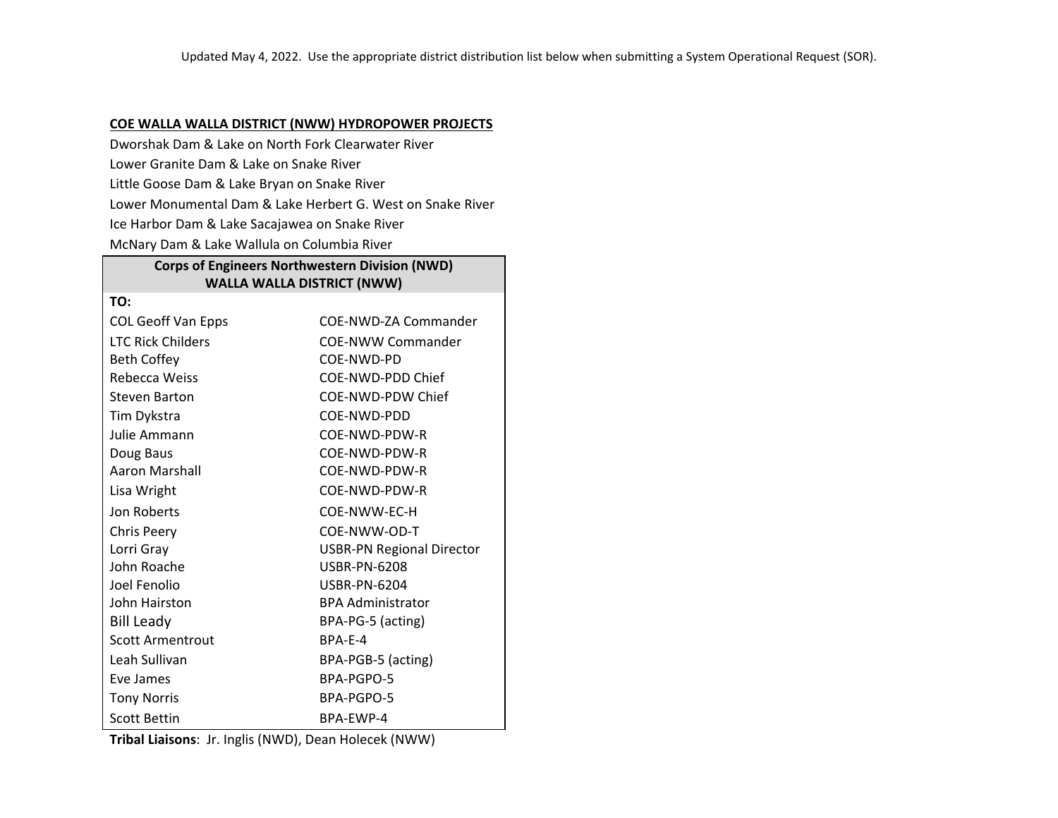Updated May 4, 2022. Use the appropriate district distribution list below when submitting a System Operational Request (SOR).

**COE WALLA WALLA DISTRICT (NWW) HYDROPOWER PROJECTS**

Dworshak Dam & Lake on North Fork Clearwater River
Lower Granite Dam & Lake on Snake River
Little Goose Dam & Lake Bryan on Snake River
Lower Monumental Dam & Lake Herbert G. West on Snake River
Ice Harbor Dam & Lake Sacajawea on Snake River
McNary Dam & Lake Wallula on Columbia River

| **Corps of Engineers Northwestern Division (NWD) WALLA WALLA DISTRICT (NWW)** | |
|---|---|
| **TO:** | |
| COL Geoff Van Epps | COE-NWD-ZA Commander |
| LTC Rick Childers | COE-NWW Commander |
| Beth Coffey | COE-NWD-PD |
| Rebecca Weiss | COE-NWD-PDD Chief |
| Steven Barton | COE-NWD-PDW Chief |
| Tim Dykstra | COE-NWD-PDD |
| Julie Ammann | COE-NWD-PDW-R |
| Doug Baus | COE-NWD-PDW-R |
| Aaron Marshall | COE-NWD-PDW-R |
| Lisa Wright | COE-NWD-PDW-R |
| Jon Roberts | COE-NWW-EC-H |
| Chris Peery | COE-NWW-OD-T |
| Lorri Gray | USBR-PN Regional Director |
| John Roache | USBR-PN-6208 |
| Joel Fenolio | USBR-PN-6204 |
| John Hairston | BPA Administrator |
| Bill Leady | BPA-PG-5 (acting) |
| Scott Armentrout | BPA-E-4 |
| Leah Sullivan | BPA-PGB-5 (acting) |
| Eve James | BPA-PGPO-5 |
| Tony Norris | BPA-PGPO-5 |
| Scott Bettin | BPA-EWP-4 |

**Tribal Liaisons**: Jr. Inglis (NWD), Dean Holecek (NWW)